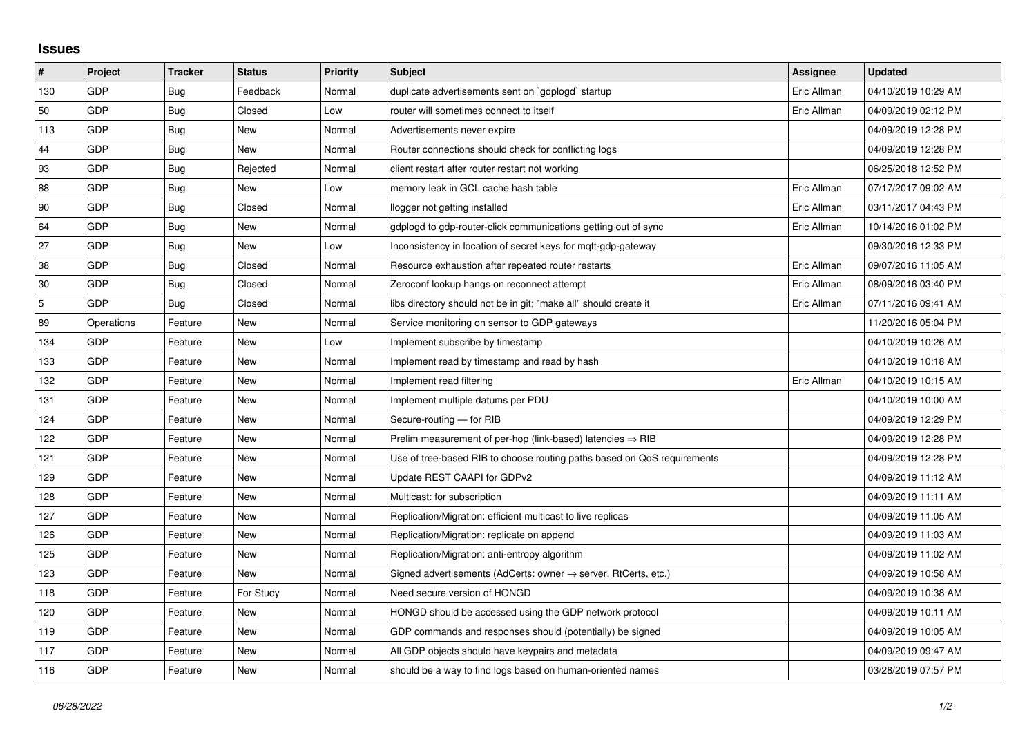## Issues

| # | Project | Tracker | Status | Priority | Subject | Assignee | Updated |
|---|---|---|---|---|---|---|---|
| 130 | GDP | Bug | Feedback | Normal | duplicate advertisements sent on `gdplogd` startup | Eric Allman | 04/10/2019 10:29 AM |
| 50 | GDP | Bug | Closed | Low | router will sometimes connect to itself | Eric Allman | 04/09/2019 02:12 PM |
| 113 | GDP | Bug | New | Normal | Advertisements never expire | | 04/09/2019 12:28 PM |
| 44 | GDP | Bug | New | Normal | Router connections should check for conflicting logs | | 04/09/2019 12:28 PM |
| 93 | GDP | Bug | Rejected | Normal | client restart after router restart not working | | 06/25/2018 12:52 PM |
| 88 | GDP | Bug | New | Low | memory leak in GCL cache hash table | Eric Allman | 07/17/2017 09:02 AM |
| 90 | GDP | Bug | Closed | Normal | llogger not getting installed | Eric Allman | 03/11/2017 04:43 PM |
| 64 | GDP | Bug | New | Normal | gdplogd to gdp-router-click communications getting out of sync | Eric Allman | 10/14/2016 01:02 PM |
| 27 | GDP | Bug | New | Low | Inconsistency in location of secret keys for mqtt-gdp-gateway | | 09/30/2016 12:33 PM |
| 38 | GDP | Bug | Closed | Normal | Resource exhaustion after repeated router restarts | Eric Allman | 09/07/2016 11:05 AM |
| 30 | GDP | Bug | Closed | Normal | Zeroconf lookup hangs on reconnect attempt | Eric Allman | 08/09/2016 03:40 PM |
| 5 | GDP | Bug | Closed | Normal | libs directory should not be in git; "make all" should create it | Eric Allman | 07/11/2016 09:41 AM |
| 89 | Operations | Feature | New | Normal | Service monitoring on sensor to GDP gateways | | 11/20/2016 05:04 PM |
| 134 | GDP | Feature | New | Low | Implement subscribe by timestamp | | 04/10/2019 10:26 AM |
| 133 | GDP | Feature | New | Normal | Implement read by timestamp and read by hash | | 04/10/2019 10:18 AM |
| 132 | GDP | Feature | New | Normal | Implement read filtering | Eric Allman | 04/10/2019 10:15 AM |
| 131 | GDP | Feature | New | Normal | Implement multiple datums per PDU | | 04/10/2019 10:00 AM |
| 124 | GDP | Feature | New | Normal | Secure-routing — for RIB | | 04/09/2019 12:29 PM |
| 122 | GDP | Feature | New | Normal | Prelim measurement of per-hop (link-based) latencies ⇒ RIB | | 04/09/2019 12:28 PM |
| 121 | GDP | Feature | New | Normal | Use of tree-based RIB to choose routing paths based on QoS requirements | | 04/09/2019 12:28 PM |
| 129 | GDP | Feature | New | Normal | Update REST CAAPI for GDPv2 | | 04/09/2019 11:12 AM |
| 128 | GDP | Feature | New | Normal | Multicast: for subscription | | 04/09/2019 11:11 AM |
| 127 | GDP | Feature | New | Normal | Replication/Migration: efficient multicast to live replicas | | 04/09/2019 11:05 AM |
| 126 | GDP | Feature | New | Normal | Replication/Migration: replicate on append | | 04/09/2019 11:03 AM |
| 125 | GDP | Feature | New | Normal | Replication/Migration: anti-entropy algorithm | | 04/09/2019 11:02 AM |
| 123 | GDP | Feature | New | Normal | Signed advertisements (AdCerts: owner → server, RtCerts, etc.) | | 04/09/2019 10:58 AM |
| 118 | GDP | Feature | For Study | Normal | Need secure version of HONGD | | 04/09/2019 10:38 AM |
| 120 | GDP | Feature | New | Normal | HONGD should be accessed using the GDP network protocol | | 04/09/2019 10:11 AM |
| 119 | GDP | Feature | New | Normal | GDP commands and responses should (potentially) be signed | | 04/09/2019 10:05 AM |
| 117 | GDP | Feature | New | Normal | All GDP objects should have keypairs and metadata | | 04/09/2019 09:47 AM |
| 116 | GDP | Feature | New | Normal | should be a way to find logs based on human-oriented names | | 03/28/2019 07:57 PM |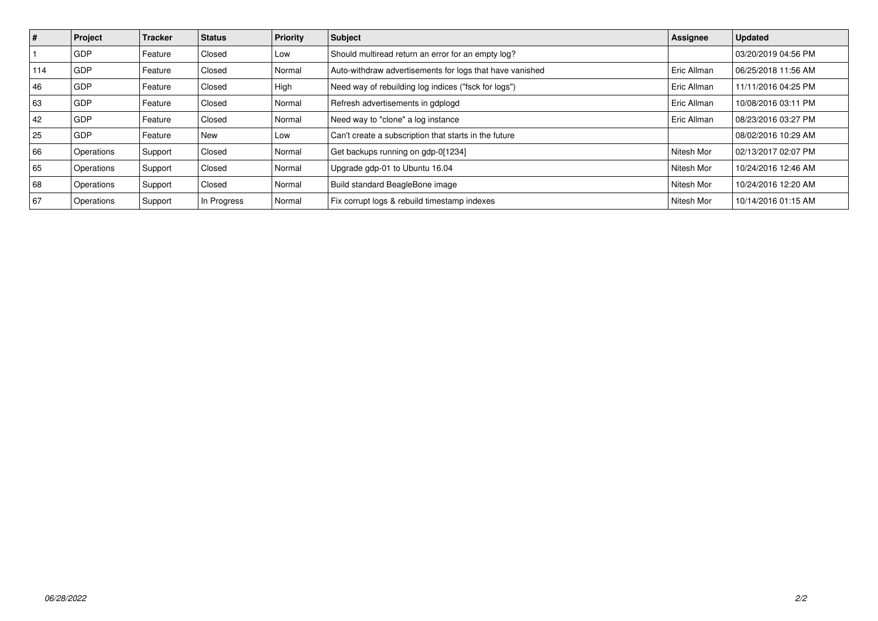| # | Project | Tracker | Status | Priority | Subject | Assignee | Updated |
|---|---|---|---|---|---|---|---|
| 1 | GDP | Feature | Closed | Low | Should multiread return an error for an empty log? | | 03/20/2019 04:56 PM |
| 114 | GDP | Feature | Closed | Normal | Auto-withdraw advertisements for logs that have vanished | Eric Allman | 06/25/2018 11:56 AM |
| 46 | GDP | Feature | Closed | High | Need way of rebuilding log indices ("fsck for logs") | Eric Allman | 11/11/2016 04:25 PM |
| 63 | GDP | Feature | Closed | Normal | Refresh advertisements in gdplogd | Eric Allman | 10/08/2016 03:11 PM |
| 42 | GDP | Feature | Closed | Normal | Need way to "clone" a log instance | Eric Allman | 08/23/2016 03:27 PM |
| 25 | GDP | Feature | New | Low | Can't create a subscription that starts in the future | | 08/02/2016 10:29 AM |
| 66 | Operations | Support | Closed | Normal | Get backups running on gdp-0[1234] | Nitesh Mor | 02/13/2017 02:07 PM |
| 65 | Operations | Support | Closed | Normal | Upgrade gdp-01 to Ubuntu 16.04 | Nitesh Mor | 10/24/2016 12:46 AM |
| 68 | Operations | Support | Closed | Normal | Build standard BeagleBone image | Nitesh Mor | 10/24/2016 12:20 AM |
| 67 | Operations | Support | In Progress | Normal | Fix corrupt logs & rebuild timestamp indexes | Nitesh Mor | 10/14/2016 01:15 AM |